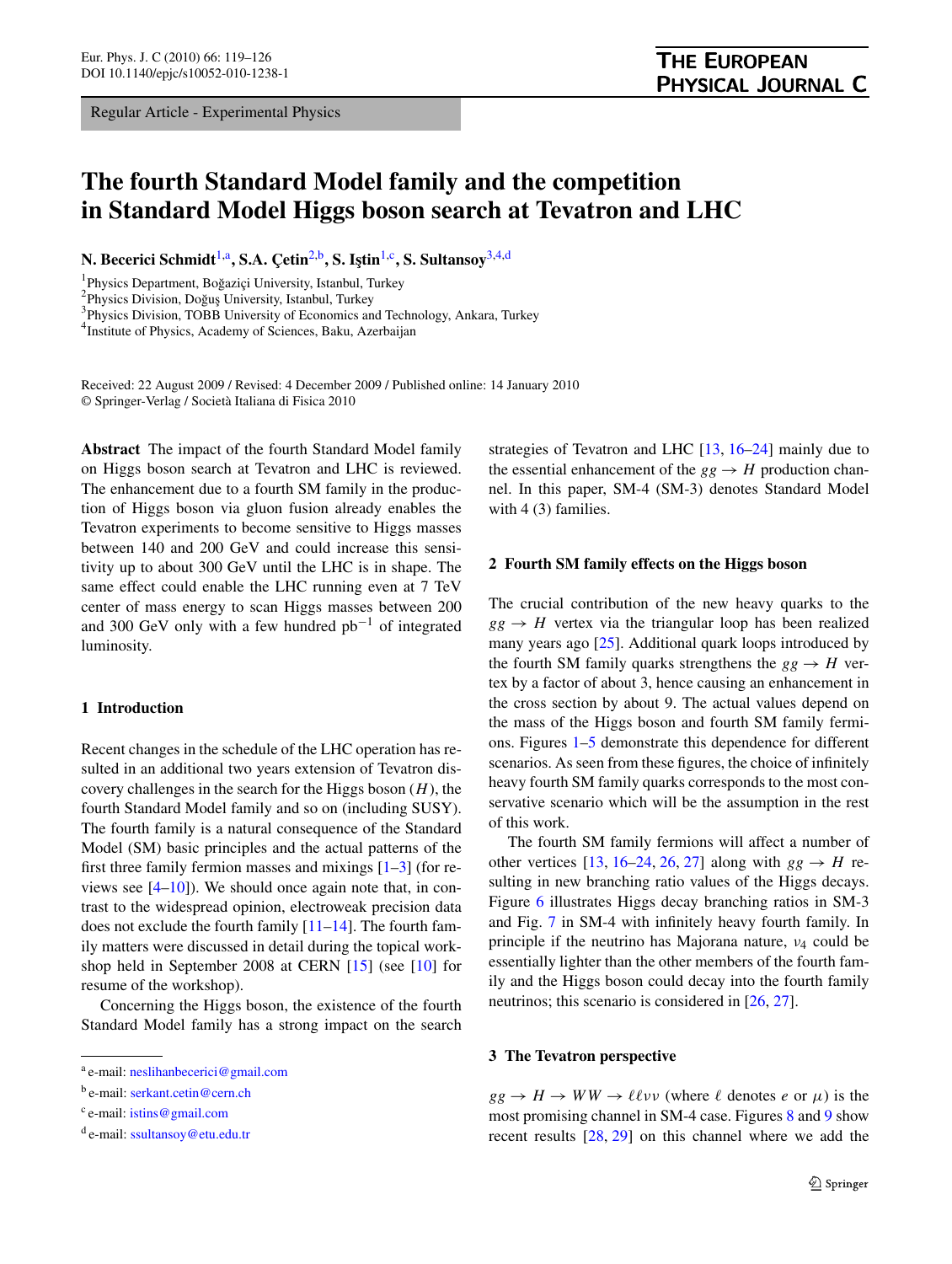Regular Article - Experimental Physics

# The fourth Standard Model family and the competition in Standard Model Higgs boson search at Tevatron and LHC

**N. Becerici Schmidt**[1,a], **S.A. Çetin**[2,b], **S. Iştin**[1,c], **S. Sultansoy**[3,4,d]

[1] Physics Department, Boğaziçi University, Istanbul, Turkey
[2] Physics Division, Doğuş University, Istanbul, Turkey
[3] Physics Division, TOBB University of Economics and Technology, Ankara, Turkey
[4] Institute of Physics, Academy of Sciences, Baku, Azerbaijan

Received: 22 August 2009 / Revised: 4 December 2009 / Published online: 14 January 2010
© Springer-Verlag / Società Italiana di Fisica 2010

**Abstract** The impact of the fourth Standard Model family on Higgs boson search at Tevatron and LHC is reviewed. The enhancement due to a fourth SM family in the production of Higgs boson via gluon fusion already enables the Tevatron experiments to become sensitive to Higgs masses between 140 and 200 GeV and could increase this sensitivity up to about 300 GeV until the LHC is in shape. The same effect could enable the LHC running even at 7 TeV center of mass energy to scan Higgs masses between 200 and 300 GeV only with a few hundred $\mathrm{pb}^{-1}$ of integrated luminosity.

## 1 Introduction

Recent changes in the schedule of the LHC operation has resulted in an additional two years extension of Tevatron discovery challenges in the search for the Higgs boson ($H$), the fourth Standard Model family and so on (including SUSY). The fourth family is a natural consequence of the Standard Model (SM) basic principles and the actual patterns of the first three family fermion masses and mixings [1–3] (for reviews see [4–10]). We should once again note that, in contrast to the widespread opinion, electroweak precision data does not exclude the fourth family [11–14]. The fourth family matters were discussed in detail during the topical workshop held in September 2008 at CERN [15] (see [10] for resume of the workshop).

Concerning the Higgs boson, the existence of the fourth Standard Model family has a strong impact on the search strategies of Tevatron and LHC [13, 16–24] mainly due to the essential enhancement of the $gg \to H$ production channel. In this paper, SM-4 (SM-3) denotes Standard Model with 4 (3) families.

## 2 Fourth SM family effects on the Higgs boson

The crucial contribution of the new heavy quarks to the $gg \to H$ vertex via the triangular loop has been realized many years ago [25]. Additional quark loops introduced by the fourth SM family quarks strengthens the $gg \to H$ vertex by a factor of about 3, hence causing an enhancement in the cross section by about 9. The actual values depend on the mass of the Higgs boson and fourth SM family fermions. Figures 1–5 demonstrate this dependence for different scenarios. As seen from these figures, the choice of infinitely heavy fourth SM family quarks corresponds to the most conservative scenario which will be the assumption in the rest of this work.

The fourth SM family fermions will affect a number of other vertices [13, 16–24, 26, 27] along with $gg \to H$ resulting in new branching ratio values of the Higgs decays. Figure 6 illustrates Higgs decay branching ratios in SM-3 and Fig. 7 in SM-4 with infinitely heavy fourth family. In principle if the neutrino has Majorana nature, $\nu_4$ could be essentially lighter than the other members of the fourth family and the Higgs boson could decay into the fourth family neutrinos; this scenario is considered in [26, 27].

## 3 The Tevatron perspective

$gg \to H \to WW \to \ell\ell\nu\nu$ (where $\ell$ denotes $e$ or $\mu$) is the most promising channel in SM-4 case. Figures 8 and 9 show recent results [28, 29] on this channel where we add the

---

[a] e-mail: neslihanbecerici@gmail.com
[b] e-mail: serkant.cetin@cern.ch
[c] e-mail: istins@gmail.com
[d] e-mail: ssultansoy@etu.edu.tr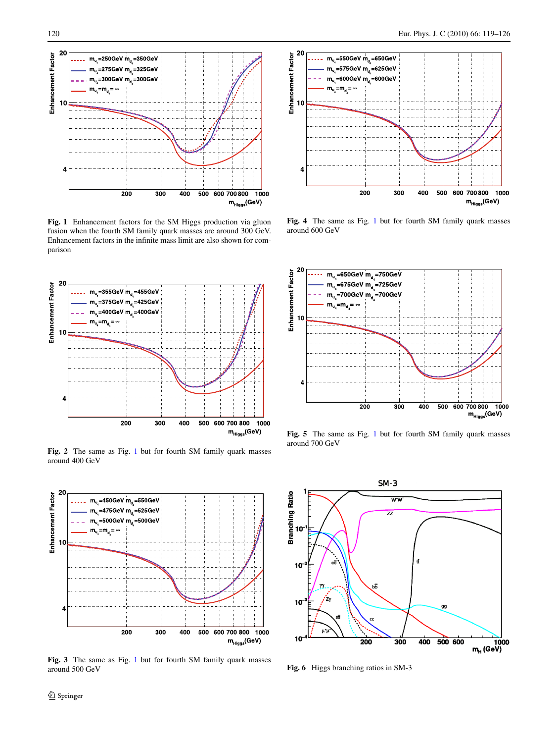**Fig. 1** Enhancement factors for the SM Higgs production via gluon fusion when the fourth SM family quark masses are around 300 GeV. Enhancement factors in the infinite mass limit are also shown for comparison

**Fig. 2** The same as Fig. 1 but for fourth SM family quark masses around 400 GeV

**Fig. 3** The same as Fig. 1 but for fourth SM family quark masses around 500 GeV

**Fig. 4** The same as Fig. 1 but for fourth SM family quark masses around 600 GeV

**Fig. 5** The same as Fig. 1 but for fourth SM family quark masses around 700 GeV

**Fig. 6** Higgs branching ratios in SM-3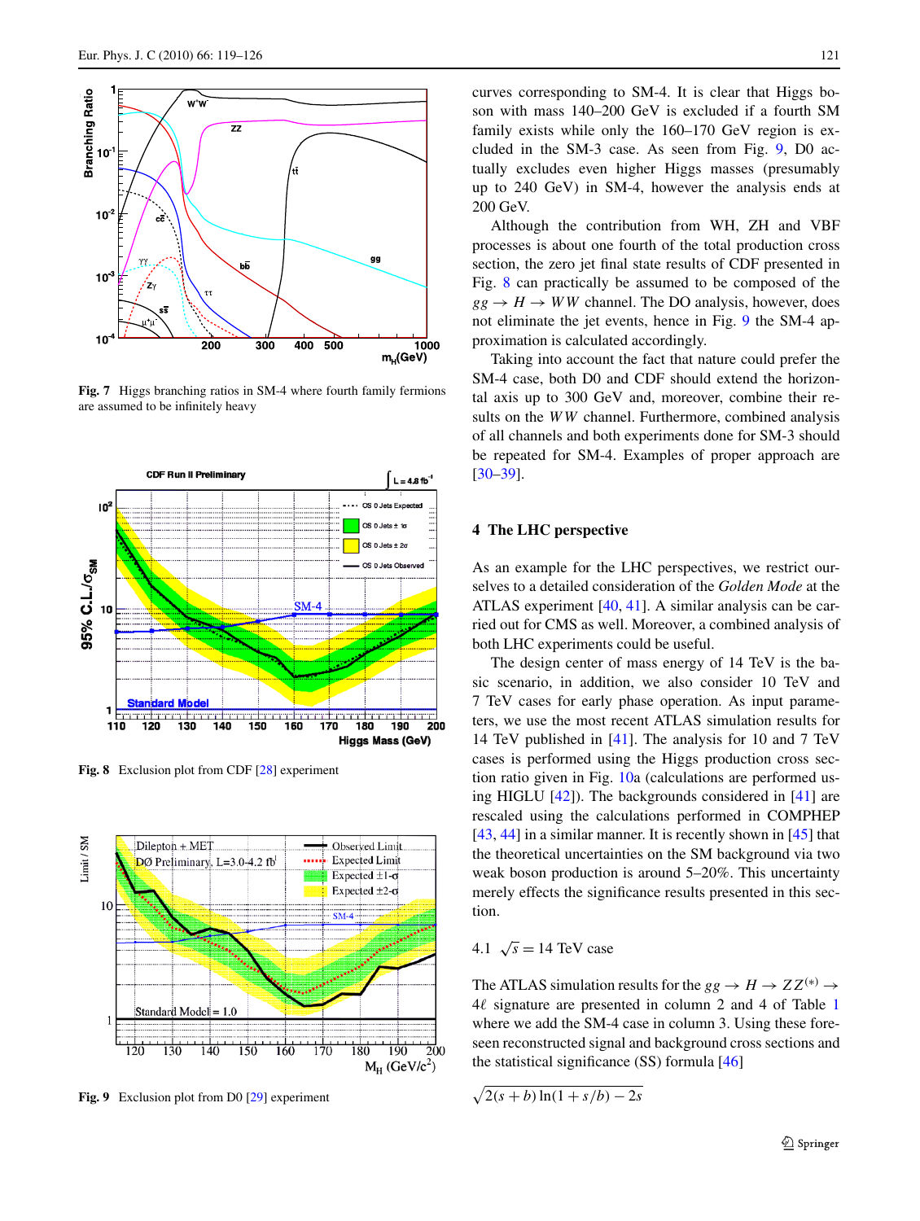Fig. 7 Higgs branching ratios in SM-4 where fourth family fermions are assumed to be infinitely heavy

Fig. 8 Exclusion plot from CDF [28] experiment

Fig. 9 Exclusion plot from D0 [29] experiment

curves corresponding to SM-4. It is clear that Higgs boson with mass 140–200 GeV is excluded if a fourth SM family exists while only the 160–170 GeV region is excluded in the SM-3 case. As seen from Fig. 9, D0 actually excludes even higher Higgs masses (presumably up to 240 GeV) in SM-4, however the analysis ends at 200 GeV.

Although the contribution from WH, ZH and VBF processes is about one fourth of the total production cross section, the zero jet final state results of CDF presented in Fig. 8 can practically be assumed to be composed of the $gg \to H \to WW$ channel. The DO analysis, however, does not eliminate the jet events, hence in Fig. 9 the SM-4 approximation is calculated accordingly.

Taking into account the fact that nature could prefer the SM-4 case, both D0 and CDF should extend the horizontal axis up to 300 GeV and, moreover, combine their results on the $WW$ channel. Furthermore, combined analysis of all channels and both experiments done for SM-3 should be repeated for SM-4. Examples of proper approach are [30–39].

## 4 The LHC perspective

As an example for the LHC perspectives, we restrict ourselves to a detailed consideration of the *Golden Mode* at the ATLAS experiment [40, 41]. A similar analysis can be carried out for CMS as well. Moreover, a combined analysis of both LHC experiments could be useful.

The design center of mass energy of 14 TeV is the basic scenario, in addition, we also consider 10 TeV and 7 TeV cases for early phase operation. As input parameters, we use the most recent ATLAS simulation results for 14 TeV published in [41]. The analysis for 10 and 7 TeV cases is performed using the Higgs production cross section ratio given in Fig. 10a (calculations are performed using HIGLU [42]). The backgrounds considered in [41] are rescaled using the calculations performed in COMPHEP [43, 44] in a similar manner. It is recently shown in [45] that the theoretical uncertainties on the SM background via two weak boson production is around 5–20%. This uncertainty merely effects the significance results presented in this section.

### 4.1 $\sqrt{s} = 14$ TeV case

The ATLAS simulation results for the $gg \to H \to ZZ^{(*)} \to 4\ell$ signature are presented in column 2 and 4 of Table 1 where we add the SM-4 case in column 3. Using these foreseen reconstructed signal and background cross sections and the statistical significance (SS) formula [46]

$$\sqrt{2(s+b)\ln(1+s/b)-2s}$$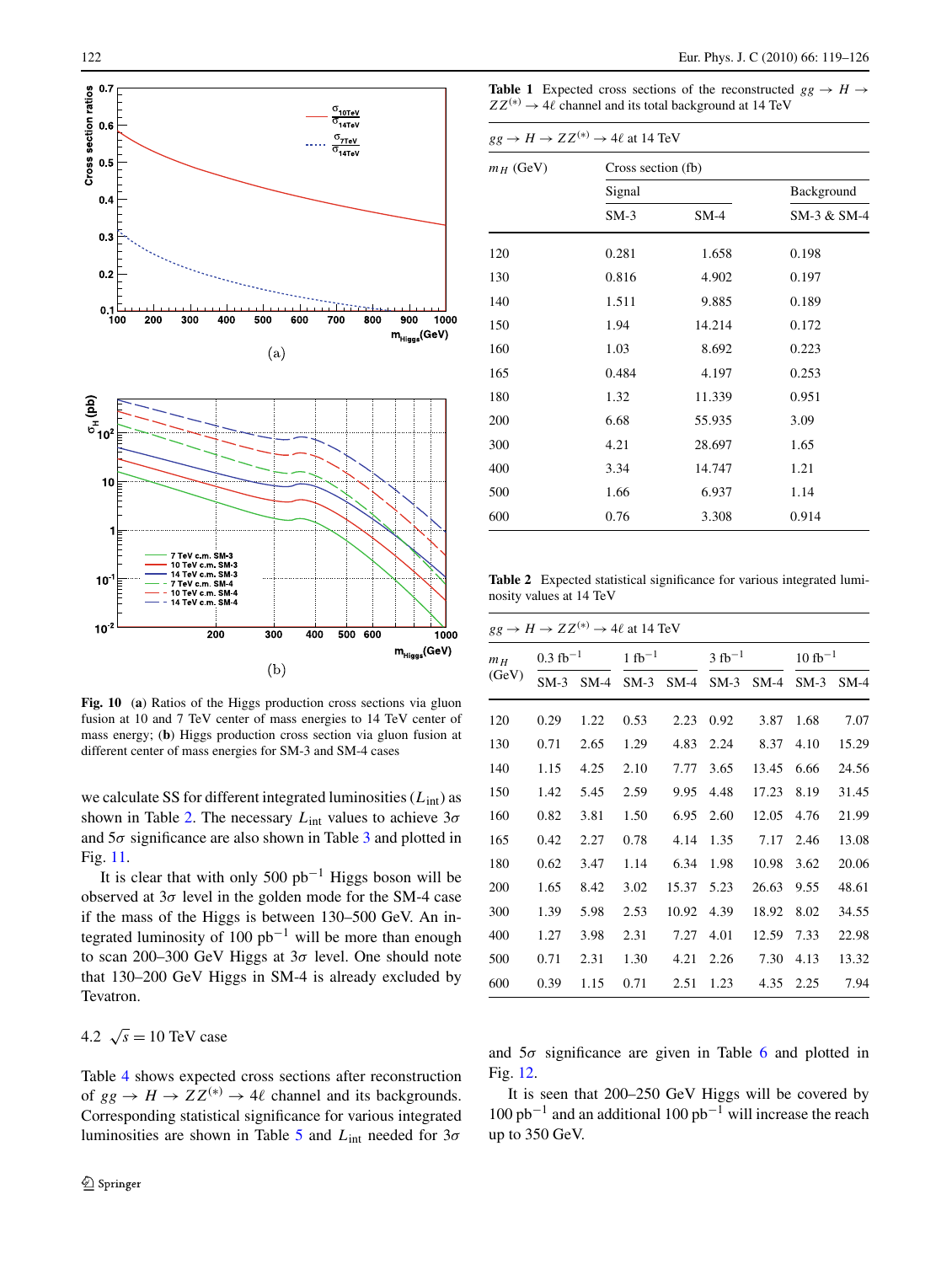Fig. 10 (**a**) Ratios of the Higgs production cross sections via gluon fusion at 10 and 7 TeV center of mass energies to 14 TeV center of mass energy; (**b**) Higgs production cross section via gluon fusion at different center of mass energies for SM-3 and SM-4 cases

we calculate SS for different integrated luminosities ($L_{\text{int}}$) as shown in Table 2. The necessary $L_{\text{int}}$ values to achieve $3\sigma$ and $5\sigma$ significance are also shown in Table 3 and plotted in Fig. 11.

It is clear that with only 500 $\text{pb}^{-1}$ Higgs boson will be observed at $3\sigma$ level in the golden mode for the SM-4 case if the mass of the Higgs is between 130–500 GeV. An integrated luminosity of 100 $\text{pb}^{-1}$ will be more than enough to scan 200–300 GeV Higgs at $3\sigma$ level. One should note that 130–200 GeV Higgs in SM-4 is already excluded by Tevatron.

### 4.2 $\sqrt{s} = 10$ TeV case

Table 4 shows expected cross sections after reconstruction of $gg \to H \to ZZ^{(*)} \to 4\ell$ channel and its backgrounds. Corresponding statistical significance for various integrated luminosities are shown in Table 5 and $L_{\text{int}}$ needed for $3\sigma$ and $5\sigma$ significance are given in Table 6 and plotted in Fig. 12.

It is seen that 200–250 GeV Higgs will be covered by 100 $\text{pb}^{-1}$ and an additional 100 $\text{pb}^{-1}$ will increase the reach up to 350 GeV.

**Table 1** Expected cross sections of the reconstructed $gg \to H \to ZZ^{(*)} \to 4\ell$ channel and its total background at 14 TeV

$gg \to H \to ZZ^{(*)} \to 4\ell$ at 14 TeV

| $m_H$ (GeV) | Cross section (fb) | | |
|---|---|---|---|
| | Signal | | Background |
| | SM-3 | SM-4 | SM-3 & SM-4 |
| 120 | 0.281 | 1.658 | 0.198 |
| 130 | 0.816 | 4.902 | 0.197 |
| 140 | 1.511 | 9.885 | 0.189 |
| 150 | 1.94 | 14.214 | 0.172 |
| 160 | 1.03 | 8.692 | 0.223 |
| 165 | 0.484 | 4.197 | 0.253 |
| 180 | 1.32 | 11.339 | 0.951 |
| 200 | 6.68 | 55.935 | 3.09 |
| 300 | 4.21 | 28.697 | 1.65 |
| 400 | 3.34 | 14.747 | 1.21 |
| 500 | 1.66 | 6.937 | 1.14 |
| 600 | 0.76 | 3.308 | 0.914 |

**Table 2** Expected statistical significance for various integrated luminosity values at 14 TeV

$gg \to H \to ZZ^{(*)} \to 4\ell$ at 14 TeV

| $m_H$ (GeV) | 0.3 $\text{fb}^{-1}$ | | 1 $\text{fb}^{-1}$ | | 3 $\text{fb}^{-1}$ | | 10 $\text{fb}^{-1}$ | |
|---|---|---|---|---|---|---|---|---|
| | SM-3 | SM-4 | SM-3 | SM-4 | SM-3 | SM-4 | SM-3 | SM-4 |
| 120 | 0.29 | 1.22 | 0.53 | 2.23 | 0.92 | 3.87 | 1.68 | 7.07 |
| 130 | 0.71 | 2.65 | 1.29 | 4.83 | 2.24 | 8.37 | 4.10 | 15.29 |
| 140 | 1.15 | 4.25 | 2.10 | 7.77 | 3.65 | 13.45 | 6.66 | 24.56 |
| 150 | 1.42 | 5.45 | 2.59 | 9.95 | 4.48 | 17.23 | 8.19 | 31.45 |
| 160 | 0.82 | 3.81 | 1.50 | 6.95 | 2.60 | 12.05 | 4.76 | 21.99 |
| 165 | 0.42 | 2.27 | 0.78 | 4.14 | 1.35 | 7.17 | 2.46 | 13.08 |
| 180 | 0.62 | 3.47 | 1.14 | 6.34 | 1.98 | 10.98 | 3.62 | 20.06 |
| 200 | 1.65 | 8.42 | 3.02 | 15.37 | 5.23 | 26.63 | 9.55 | 48.61 |
| 300 | 1.39 | 5.98 | 2.53 | 10.92 | 4.39 | 18.92 | 8.02 | 34.55 |
| 400 | 1.27 | 3.98 | 2.31 | 7.27 | 4.01 | 12.59 | 7.33 | 22.98 |
| 500 | 0.71 | 2.31 | 1.30 | 4.21 | 2.26 | 7.30 | 4.13 | 13.32 |
| 600 | 0.39 | 1.15 | 0.71 | 2.51 | 1.23 | 4.35 | 2.25 | 7.94 |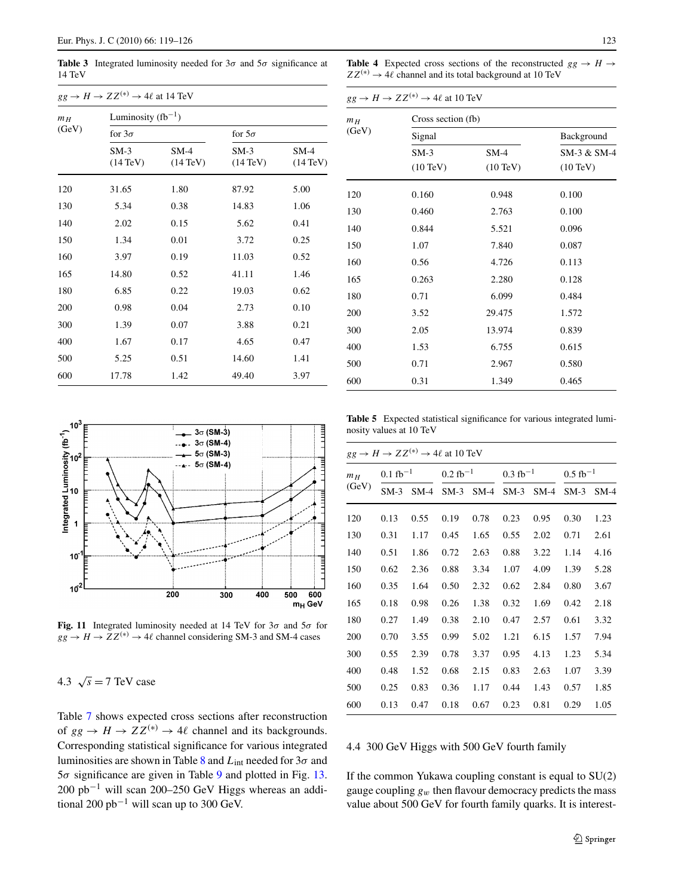**Table 3** Integrated luminosity needed for $3\sigma$ and $5\sigma$ significance at 14 TeV

| $gg \to H \to ZZ^{(*)} \to 4\ell$ at 14 TeV | | | | |
|---|---|---|---|---|
| $m_H$ (GeV) | Luminosity (fb$^{-1}$) | | | |
| | for $3\sigma$ | | for $5\sigma$ | |
| | SM-3 (14 TeV) | SM-4 (14 TeV) | SM-3 (14 TeV) | SM-4 (14 TeV) |
| 120 | 31.65 | 1.80 | 87.92 | 5.00 |
| 130 | 5.34 | 0.38 | 14.83 | 1.06 |
| 140 | 2.02 | 0.15 | 5.62 | 0.41 |
| 150 | 1.34 | 0.01 | 3.72 | 0.25 |
| 160 | 3.97 | 0.19 | 11.03 | 0.52 |
| 165 | 14.80 | 0.52 | 41.11 | 1.46 |
| 180 | 6.85 | 0.22 | 19.03 | 0.62 |
| 200 | 0.98 | 0.04 | 2.73 | 0.10 |
| 300 | 1.39 | 0.07 | 3.88 | 0.21 |
| 400 | 1.67 | 0.17 | 4.65 | 0.47 |
| 500 | 5.25 | 0.51 | 14.60 | 1.41 |
| 600 | 17.78 | 1.42 | 49.40 | 3.97 |

**Fig. 11** Integrated luminosity needed at 14 TeV for $3\sigma$ and $5\sigma$ for $gg \to H \to ZZ^{(*)} \to 4\ell$ channel considering SM-3 and SM-4 cases

### 4.3 $\sqrt{s} = 7$ TeV case

Table 7 shows expected cross sections after reconstruction of $gg \to H \to ZZ^{(*)} \to 4\ell$ channel and its backgrounds. Corresponding statistical significance for various integrated luminosities are shown in Table 8 and $L_{\text{int}}$ needed for $3\sigma$ and $5\sigma$ significance are given in Table 9 and plotted in Fig. 13. 200 pb$^{-1}$ will scan 200–250 GeV Higgs whereas an additional 200 pb$^{-1}$ will scan up to 300 GeV.

**Table 4** Expected cross sections of the reconstructed $gg \to H \to ZZ^{(*)} \to 4\ell$ channel and its total background at 10 TeV

| $gg \to H \to ZZ^{(*)} \to 4\ell$ at 10 TeV | | | |
|---|---|---|---|
| $m_H$ (GeV) | Cross section (fb) | | |
| | Signal | | Background |
| | SM-3 (10 TeV) | SM-4 (10 TeV) | SM-3 & SM-4 (10 TeV) |
| 120 | 0.160 | 0.948 | 0.100 |
| 130 | 0.460 | 2.763 | 0.100 |
| 140 | 0.844 | 5.521 | 0.096 |
| 150 | 1.07 | 7.840 | 0.087 |
| 160 | 0.56 | 4.726 | 0.113 |
| 165 | 0.263 | 2.280 | 0.128 |
| 180 | 0.71 | 6.099 | 0.484 |
| 200 | 3.52 | 29.475 | 1.572 |
| 300 | 2.05 | 13.974 | 0.839 |
| 400 | 1.53 | 6.755 | 0.615 |
| 500 | 0.71 | 2.967 | 0.580 |
| 600 | 0.31 | 1.349 | 0.465 |

**Table 5** Expected statistical significance for various integrated luminosity values at 10 TeV

| $gg \to H \to ZZ^{(*)} \to 4\ell$ at 10 TeV | | | | | | | | |
|---|---|---|---|---|---|---|---|---|
| $m_H$ (GeV) | 0.1 fb$^{-1}$ | | 0.2 fb$^{-1}$ | | 0.3 fb$^{-1}$ | | 0.5 fb$^{-1}$ | |
| | SM-3 | SM-4 | SM-3 | SM-4 | SM-3 | SM-4 | SM-3 | SM-4 |
| 120 | 0.13 | 0.55 | 0.19 | 0.78 | 0.23 | 0.95 | 0.30 | 1.23 |
| 130 | 0.31 | 1.17 | 0.45 | 1.65 | 0.55 | 2.02 | 0.71 | 2.61 |
| 140 | 0.51 | 1.86 | 0.72 | 2.63 | 0.88 | 3.22 | 1.14 | 4.16 |
| 150 | 0.62 | 2.36 | 0.88 | 3.34 | 1.07 | 4.09 | 1.39 | 5.28 |
| 160 | 0.35 | 1.64 | 0.50 | 2.32 | 0.62 | 2.84 | 0.80 | 3.67 |
| 165 | 0.18 | 0.98 | 0.26 | 1.38 | 0.32 | 1.69 | 0.42 | 2.18 |
| 180 | 0.27 | 1.49 | 0.38 | 2.10 | 0.47 | 2.57 | 0.61 | 3.32 |
| 200 | 0.70 | 3.55 | 0.99 | 5.02 | 1.21 | 6.15 | 1.57 | 7.94 |
| 300 | 0.55 | 2.39 | 0.78 | 3.37 | 0.95 | 4.13 | 1.23 | 5.34 |
| 400 | 0.48 | 1.52 | 0.68 | 2.15 | 0.83 | 2.63 | 1.07 | 3.39 |
| 500 | 0.25 | 0.83 | 0.36 | 1.17 | 0.44 | 1.43 | 0.57 | 1.85 |
| 600 | 0.13 | 0.47 | 0.18 | 0.67 | 0.23 | 0.81 | 0.29 | 1.05 |

### 4.4 300 GeV Higgs with 500 GeV fourth family

If the common Yukawa coupling constant is equal to SU(2) gauge coupling $g_w$ then flavour democracy predicts the mass value about 500 GeV for fourth family quarks. It is interest-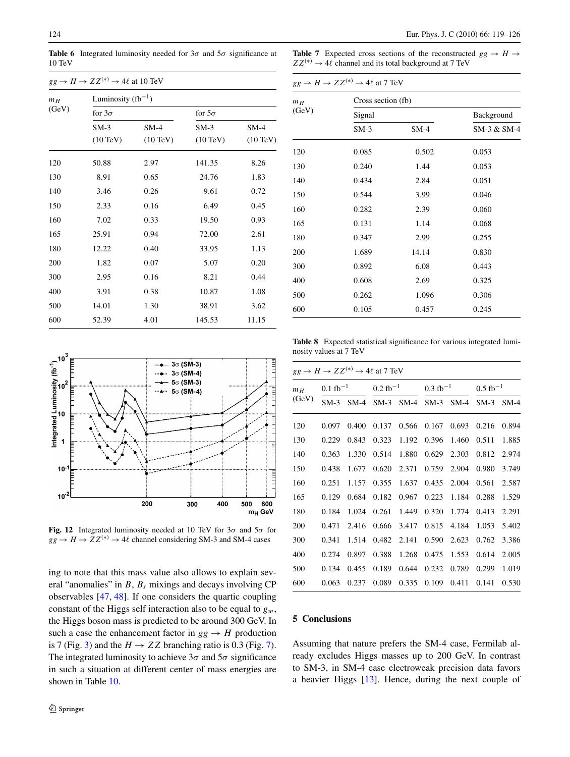**Table 6** Integrated luminosity needed for $3\sigma$ and $5\sigma$ significance at 10 TeV

| $gg \to H \to ZZ^{(*)} \to 4\ell$ at 10 TeV | | | | |
|---|---|---|---|---|
| $m_H$ (GeV) | Luminosity ($\text{fb}^{-1}$) | | | |
| | for $3\sigma$ | | for $5\sigma$ | |
| | SM-3 (10 TeV) | SM-4 (10 TeV) | SM-3 (10 TeV) | SM-4 (10 TeV) |
| 120 | 50.88 | 2.97 | 141.35 | 8.26 |
| 130 | 8.91 | 0.65 | 24.76 | 1.83 |
| 140 | 3.46 | 0.26 | 9.61 | 0.72 |
| 150 | 2.33 | 0.16 | 6.49 | 0.45 |
| 160 | 7.02 | 0.33 | 19.50 | 0.93 |
| 165 | 25.91 | 0.94 | 72.00 | 2.61 |
| 180 | 12.22 | 0.40 | 33.95 | 1.13 |
| 200 | 1.82 | 0.07 | 5.07 | 0.20 |
| 300 | 2.95 | 0.16 | 8.21 | 0.44 |
| 400 | 3.91 | 0.38 | 10.87 | 1.08 |
| 500 | 14.01 | 1.30 | 38.91 | 3.62 |
| 600 | 52.39 | 4.01 | 145.53 | 11.15 |

**Fig. 12** Integrated luminosity needed at 10 TeV for $3\sigma$ and $5\sigma$ for $gg \to H \to ZZ^{(*)} \to 4\ell$ channel considering SM-3 and SM-4 cases

ing to note that this mass value also allows to explain several "anomalies" in $B$, $B_s$ mixings and decays involving CP observables [47, 48]. If one considers the quartic coupling constant of the Higgs self interaction also to be equal to $g_w$, the Higgs boson mass is predicted to be around 300 GeV. In such a case the enhancement factor in $gg \to H$ production is 7 (Fig. 3) and the $H \to ZZ$ branching ratio is 0.3 (Fig. 7). The integrated luminosity to achieve $3\sigma$ and $5\sigma$ significance in such a situation at different center of mass energies are shown in Table 10.

**Table 7** Expected cross sections of the reconstructed $gg \to H \to ZZ^{(*)} \to 4\ell$ channel and its total background at 7 TeV

| $gg \to H \to ZZ^{(*)} \to 4\ell$ at 7 TeV | | | |
|---|---|---|---|
| $m_H$ (GeV) | Cross section (fb) | | |
| | Signal | | Background |
| | SM-3 | SM-4 | SM-3 & SM-4 |
| 120 | 0.085 | 0.502 | 0.053 |
| 130 | 0.240 | 1.44 | 0.053 |
| 140 | 0.434 | 2.84 | 0.051 |
| 150 | 0.544 | 3.99 | 0.046 |
| 160 | 0.282 | 2.39 | 0.060 |
| 165 | 0.131 | 1.14 | 0.068 |
| 180 | 0.347 | 2.99 | 0.255 |
| 200 | 1.689 | 14.14 | 0.830 |
| 300 | 0.892 | 6.08 | 0.443 |
| 400 | 0.608 | 2.69 | 0.325 |
| 500 | 0.262 | 1.096 | 0.306 |
| 600 | 0.105 | 0.457 | 0.245 |

**Table 8** Expected statistical significance for various integrated luminosity values at 7 TeV

| $gg \to H \to ZZ^{(*)} \to 4\ell$ at 7 TeV | | | | | | | | |
|---|---|---|---|---|---|---|---|---|
| $m_H$ (GeV) | 0.1 $\text{fb}^{-1}$ | | 0.2 $\text{fb}^{-1}$ | | 0.3 $\text{fb}^{-1}$ | | 0.5 $\text{fb}^{-1}$ | |
| | SM-3 | SM-4 | SM-3 | SM-4 | SM-3 | SM-4 | SM-3 | SM-4 |
| 120 | 0.097 | 0.400 | 0.137 | 0.566 | 0.167 | 0.693 | 0.216 | 0.894 |
| 130 | 0.229 | 0.843 | 0.323 | 1.192 | 0.396 | 1.460 | 0.511 | 1.885 |
| 140 | 0.363 | 1.330 | 0.514 | 1.880 | 0.629 | 2.303 | 0.812 | 2.974 |
| 150 | 0.438 | 1.677 | 0.620 | 2.371 | 0.759 | 2.904 | 0.980 | 3.749 |
| 160 | 0.251 | 1.157 | 0.355 | 1.637 | 0.435 | 2.004 | 0.561 | 2.587 |
| 165 | 0.129 | 0.684 | 0.182 | 0.967 | 0.223 | 1.184 | 0.288 | 1.529 |
| 180 | 0.184 | 1.024 | 0.261 | 1.449 | 0.320 | 1.774 | 0.413 | 2.291 |
| 200 | 0.471 | 2.416 | 0.666 | 3.417 | 0.815 | 4.184 | 1.053 | 5.402 |
| 300 | 0.341 | 1.514 | 0.482 | 2.141 | 0.590 | 2.623 | 0.762 | 3.386 |
| 400 | 0.274 | 0.897 | 0.388 | 1.268 | 0.475 | 1.553 | 0.614 | 2.005 |
| 500 | 0.134 | 0.455 | 0.189 | 0.644 | 0.232 | 0.789 | 0.299 | 1.019 |
| 600 | 0.063 | 0.237 | 0.089 | 0.335 | 0.109 | 0.411 | 0.141 | 0.530 |

## 5 Conclusions

Assuming that nature prefers the SM-4 case, Fermilab already excludes Higgs masses up to 200 GeV. In contrast to SM-3, in SM-4 case electroweak precision data favors a heavier Higgs [13]. Hence, during the next couple of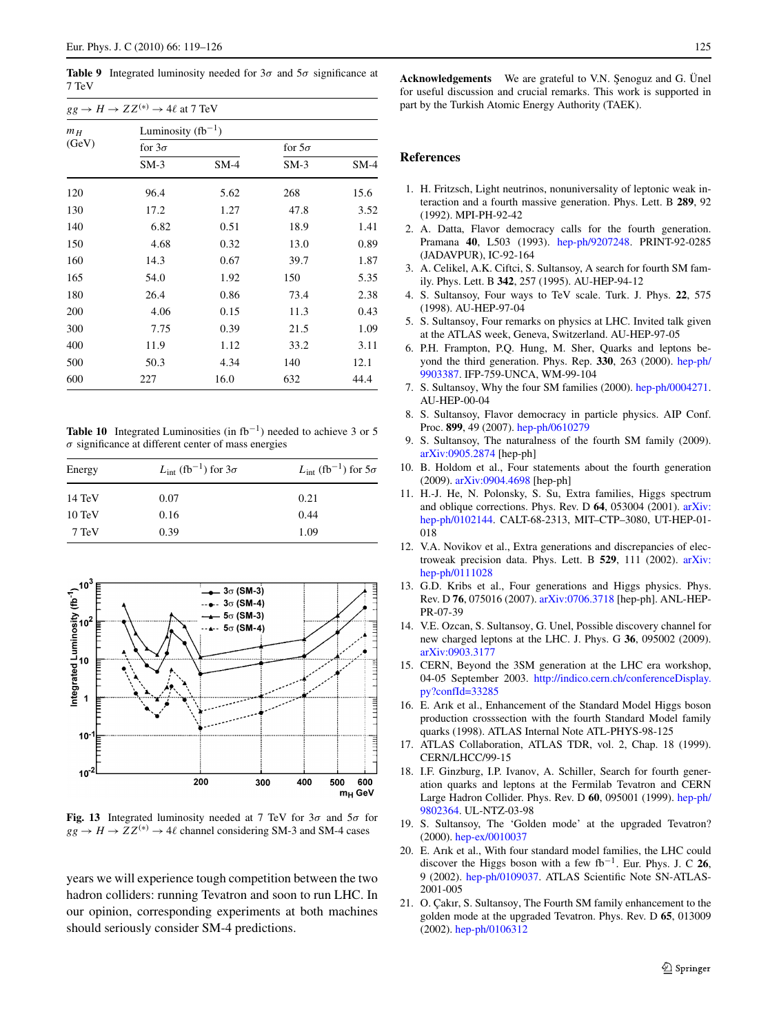**Table 9** Integrated luminosity needed for $3\sigma$ and $5\sigma$ significance at 7 TeV

| $gg \to H \to ZZ^{(*)} \to 4\ell$ at 7 TeV | | | | |
|---|---|---|---|---|
| $m_H$ (GeV) | Luminosity ($\text{fb}^{-1}$) | | | |
| | for $3\sigma$ | | for $5\sigma$ | |
| | SM-3 | SM-4 | SM-3 | SM-4 |
| 120 | 96.4 | 5.62 | 268 | 15.6 |
| 130 | 17.2 | 1.27 | 47.8 | 3.52 |
| 140 | 6.82 | 0.51 | 18.9 | 1.41 |
| 150 | 4.68 | 0.32 | 13.0 | 0.89 |
| 160 | 14.3 | 0.67 | 39.7 | 1.87 |
| 165 | 54.0 | 1.92 | 150 | 5.35 |
| 180 | 26.4 | 0.86 | 73.4 | 2.38 |
| 200 | 4.06 | 0.15 | 11.3 | 0.43 |
| 300 | 7.75 | 0.39 | 21.5 | 1.09 |
| 400 | 11.9 | 1.12 | 33.2 | 3.11 |
| 500 | 50.3 | 4.34 | 140 | 12.1 |
| 600 | 227 | 16.0 | 632 | 44.4 |

**Table 10** Integrated Luminosities (in $\text{fb}^{-1}$) needed to achieve 3 or 5 $\sigma$ significance at different center of mass energies

| Energy | $L_{\text{int}}$ ($\text{fb}^{-1}$) for $3\sigma$ | $L_{\text{int}}$ ($\text{fb}^{-1}$) for $5\sigma$ |
|---|---|---|
| 14 TeV | 0.07 | 0.21 |
| 10 TeV | 0.16 | 0.44 |
| 7 TeV | 0.39 | 1.09 |

**Fig. 13** Integrated luminosity needed at 7 TeV for $3\sigma$ and $5\sigma$ for $gg \to H \to ZZ^{(*)} \to 4\ell$ channel considering SM-3 and SM-4 cases

years we will experience tough competition between the two hadron colliders: running Tevatron and soon to run LHC. In our opinion, corresponding experiments at both machines should seriously consider SM-4 predictions.

**Acknowledgements** We are grateful to V.N. Şenoguz and G. Ünel for useful discussion and crucial remarks. This work is supported in part by the Turkish Atomic Energy Authority (TAEK).

## References

1. H. Fritzsch, Light neutrinos, nonuniversality of leptonic weak interaction and a fourth massive generation. Phys. Lett. B **289**, 92 (1992). MPI-PH-92-42
2. A. Datta, Flavor democracy calls for the fourth generation. Pramana **40**, L503 (1993). hep-ph/9207248. PRINT-92-0285 (JADAVPUR), IC-92-164
3. A. Celikel, A.K. Ciftci, S. Sultansoy, A search for fourth SM family. Phys. Lett. B **342**, 257 (1995). AU-HEP-94-12
4. S. Sultansoy, Four ways to TeV scale. Turk. J. Phys. **22**, 575 (1998). AU-HEP-97-04
5. S. Sultansoy, Four remarks on physics at LHC. Invited talk given at the ATLAS week, Geneva, Switzerland. AU-HEP-97-05
6. P.H. Frampton, P.Q. Hung, M. Sher, Quarks and leptons beyond the third generation. Phys. Rep. **330**, 263 (2000). hep-ph/9903387. IFP-759-UNCA, WM-99-104
7. S. Sultansoy, Why the four SM families (2000). hep-ph/0004271. AU-HEP-00-04
8. S. Sultansoy, Flavor democracy in particle physics. AIP Conf. Proc. **899**, 49 (2007). hep-ph/0610279
9. S. Sultansoy, The naturalness of the fourth SM family (2009). arXiv:0905.2874 [hep-ph]
10. B. Holdom et al., Four statements about the fourth generation (2009). arXiv:0904.4698 [hep-ph]
11. H.-J. He, N. Polonsky, S. Su, Extra families, Higgs spectrum and oblique corrections. Phys. Rev. D **64**, 053004 (2001). arXiv:hep-ph/0102144. CALT-68-2313, MIT–CTP–3080, UT-HEP-01-018
12. V.A. Novikov et al., Extra generations and discrepancies of electroweak precision data. Phys. Lett. B **529**, 111 (2002). arXiv:hep-ph/0111028
13. G.D. Kribs et al., Four generations and Higgs physics. Phys. Rev. D **76**, 075016 (2007). arXiv:0706.3718 [hep-ph]. ANL-HEP-PR-07-39
14. V.E. Ozcan, S. Sultansoy, G. Unel, Possible discovery channel for new charged leptons at the LHC. J. Phys. G **36**, 095002 (2009). arXiv:0903.3177
15. CERN, Beyond the 3SM generation at the LHC era workshop, 04-05 September 2003. http://indico.cern.ch/conferenceDisplay.py?confId=33285
16. E. Arık et al., Enhancement of the Standard Model Higgs boson production crosssection with the fourth Standard Model family quarks (1998). ATLAS Internal Note ATL-PHYS-98-125
17. ATLAS Collaboration, ATLAS TDR, vol. 2, Chap. 18 (1999). CERN/LHCC/99-15
18. I.F. Ginzburg, I.P. Ivanov, A. Schiller, Search for fourth generation quarks and leptons at the Fermilab Tevatron and CERN Large Hadron Collider. Phys. Rev. D **60**, 095001 (1999). hep-ph/9802364. UL-NTZ-03-98
19. S. Sultansoy, The 'Golden mode' at the upgraded Tevatron? (2000). hep-ex/0010037
20. E. Arık et al., With four standard model families, the LHC could discover the Higgs boson with a few $\text{fb}^{-1}$. Eur. Phys. J. C **26**, 9 (2002). hep-ph/0109037. ATLAS Scientific Note SN-ATLAS-2001-005
21. O. Çakır, S. Sultansoy, The Fourth SM family enhancement to the golden mode at the upgraded Tevatron. Phys. Rev. D **65**, 013009 (2002). hep-ph/0106312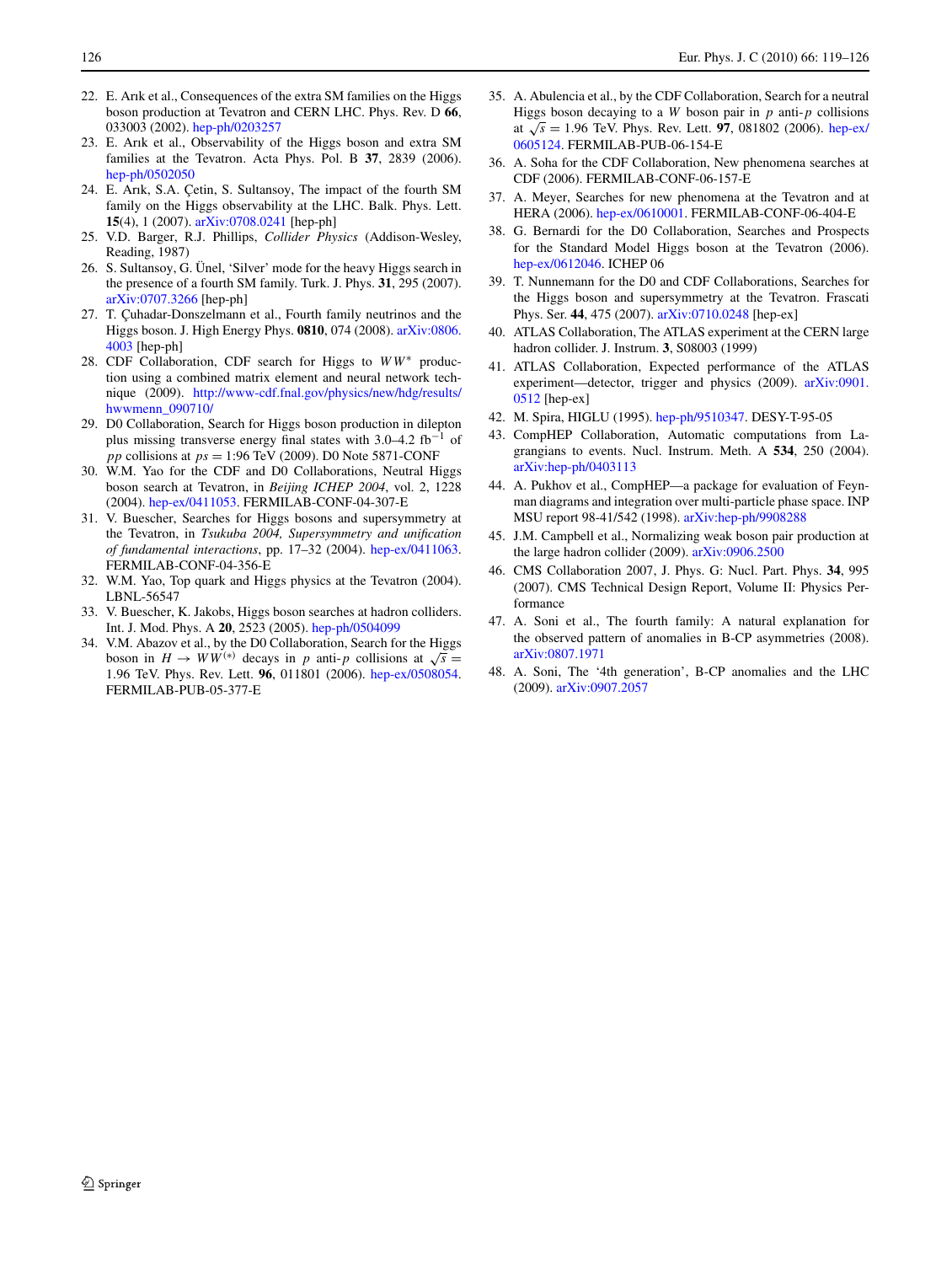22. E. Arık et al., Consequences of the extra SM families on the Higgs boson production at Tevatron and CERN LHC. Phys. Rev. D **66**, 033003 (2002). hep-ph/0203257
23. E. Arık et al., Observability of the Higgs boson and extra SM families at the Tevatron. Acta Phys. Pol. B **37**, 2839 (2006). hep-ph/0502050
24. E. Arık, S.A. Çetin, S. Sultansoy, The impact of the fourth SM family on the Higgs observability at the LHC. Balk. Phys. Lett. **15**(4), 1 (2007). arXiv:0708.0241 [hep-ph]
25. V.D. Barger, R.J. Phillips, *Collider Physics* (Addison-Wesley, Reading, 1987)
26. S. Sultansoy, G. Ünel, 'Silver' mode for the heavy Higgs search in the presence of a fourth SM family. Turk. J. Phys. **31**, 295 (2007). arXiv:0707.3266 [hep-ph]
27. T. Çuhadar-Donszelmann et al., Fourth family neutrinos and the Higgs boson. J. High Energy Phys. **0810**, 074 (2008). arXiv:0806.4003 [hep-ph]
28. CDF Collaboration, CDF search for Higgs to $WW^*$ production using a combined matrix element and neural network technique (2009). http://www-cdf.fnal.gov/physics/new/hdg/results/hwwmenn_090710/
29. D0 Collaboration, Search for Higgs boson production in dilepton plus missing transverse energy final states with 3.0–4.2 $\text{fb}^{-1}$ of $pp$ collisions at $ps = 1{:}96$ TeV (2009). D0 Note 5871-CONF
30. W.M. Yao for the CDF and D0 Collaborations, Neutral Higgs boson search at Tevatron, in *Beijing ICHEP 2004*, vol. 2, 1228 (2004). hep-ex/0411053. FERMILAB-CONF-04-307-E
31. V. Buescher, Searches for Higgs bosons and supersymmetry at the Tevatron, in *Tsukuba 2004, Supersymmetry and unification of fundamental interactions*, pp. 17–32 (2004). hep-ex/0411063. FERMILAB-CONF-04-356-E
32. W.M. Yao, Top quark and Higgs physics at the Tevatron (2004). LBNL-56547
33. V. Buescher, K. Jakobs, Higgs boson searches at hadron colliders. Int. J. Mod. Phys. A **20**, 2523 (2005). hep-ph/0504099
34. V.M. Abazov et al., by the D0 Collaboration, Search for the Higgs boson in $H \to WW^{(*)}$ decays in $p$ anti-$p$ collisions at $\sqrt{s} = 1.96$ TeV. Phys. Rev. Lett. **96**, 011801 (2006). hep-ex/0508054. FERMILAB-PUB-05-377-E
35. A. Abulencia et al., by the CDF Collaboration, Search for a neutral Higgs boson decaying to a $W$ boson pair in $p$ anti-$p$ collisions at $\sqrt{s} = 1.96$ TeV. Phys. Rev. Lett. **97**, 081802 (2006). hep-ex/0605124. FERMILAB-PUB-06-154-E
36. A. Soha for the CDF Collaboration, New phenomena searches at CDF (2006). FERMILAB-CONF-06-157-E
37. A. Meyer, Searches for new phenomena at the Tevatron and at HERA (2006). hep-ex/0610001. FERMILAB-CONF-06-404-E
38. G. Bernardi for the D0 Collaboration, Searches and Prospects for the Standard Model Higgs boson at the Tevatron (2006). hep-ex/0612046. ICHEP 06
39. T. Nunnemann for the D0 and CDF Collaborations, Searches for the Higgs boson and supersymmetry at the Tevatron. Frascati Phys. Ser. **44**, 475 (2007). arXiv:0710.0248 [hep-ex]
40. ATLAS Collaboration, The ATLAS experiment at the CERN large hadron collider. J. Instrum. **3**, S08003 (1999)
41. ATLAS Collaboration, Expected performance of the ATLAS experiment—detector, trigger and physics (2009). arXiv:0901.0512 [hep-ex]
42. M. Spira, HIGLU (1995). hep-ph/9510347. DESY-T-95-05
43. CompHEP Collaboration, Automatic computations from Lagrangians to events. Nucl. Instrum. Meth. A **534**, 250 (2004). arXiv:hep-ph/0403113
44. A. Pukhov et al., CompHEP—a package for evaluation of Feynman diagrams and integration over multi-particle phase space. INP MSU report 98-41/542 (1998). arXiv:hep-ph/9908288
45. J.M. Campbell et al., Normalizing weak boson pair production at the large hadron collider (2009). arXiv:0906.2500
46. CMS Collaboration 2007, J. Phys. G: Nucl. Part. Phys. **34**, 995 (2007). CMS Technical Design Report, Volume II: Physics Performance
47. A. Soni et al., The fourth family: A natural explanation for the observed pattern of anomalies in B-CP asymmetries (2008). arXiv:0807.1971
48. A. Soni, The '4th generation', B-CP anomalies and the LHC (2009). arXiv:0907.2057